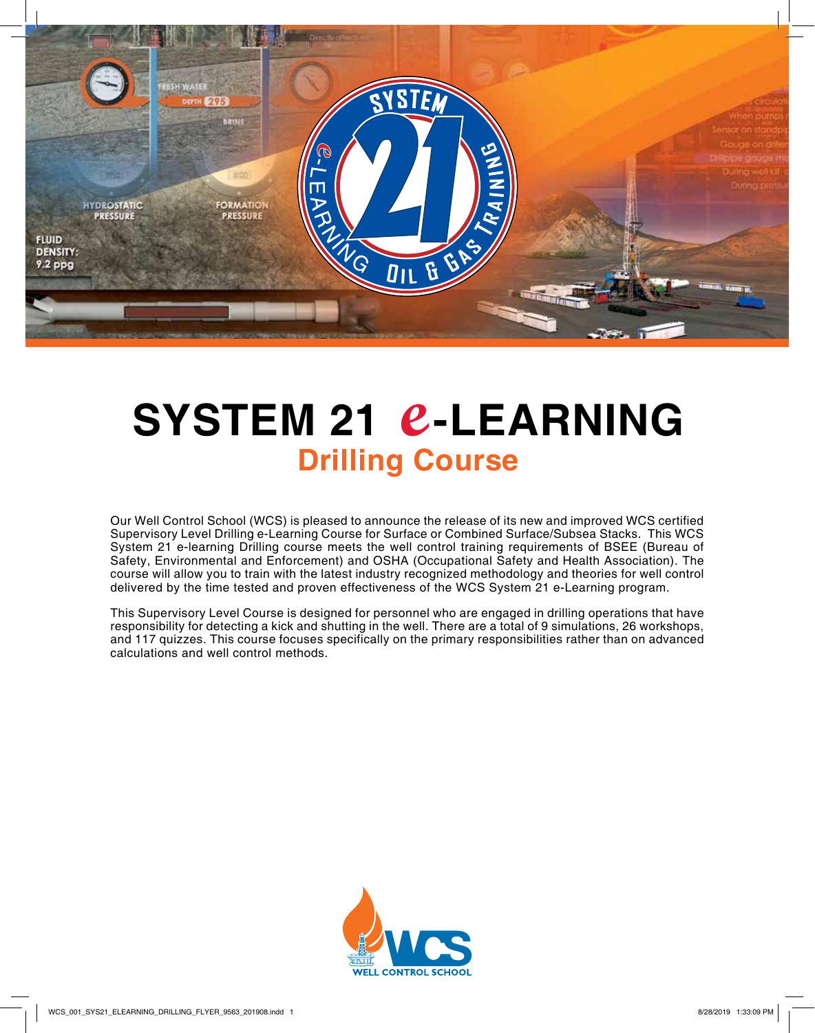# SYSTEM 21 *e*-LEARNING

## Drilling Course

Our Well Control School (WCS) is pleased to announce the release of its new and improved WCS certified Supervisory Level Drilling e-Learning Course for Surface or Combined Surface/Subsea Stacks. This WCS System 21 e-learning Drilling course meets the well control training requirements of BSEE (Bureau of Safety, Environmental and Enforcement) and OSHA (Occupational Safety and Health Association). The course will allow you to train with the latest industry recognized methodology and theories for well control delivered by the time tested and proven effectiveness of the WCS System 21 e-Learning program.

This Supervisory Level Course is designed for personnel who are engaged in drilling operations that have responsibility for detecting a kick and shutting in the well. There are a total of 9 simulations, 26 workshops, and 117 quizzes. This course focuses specifically on the primary responsibilities rather than on advanced calculations and well control methods.

WCS WELL CONTROL SCHOOL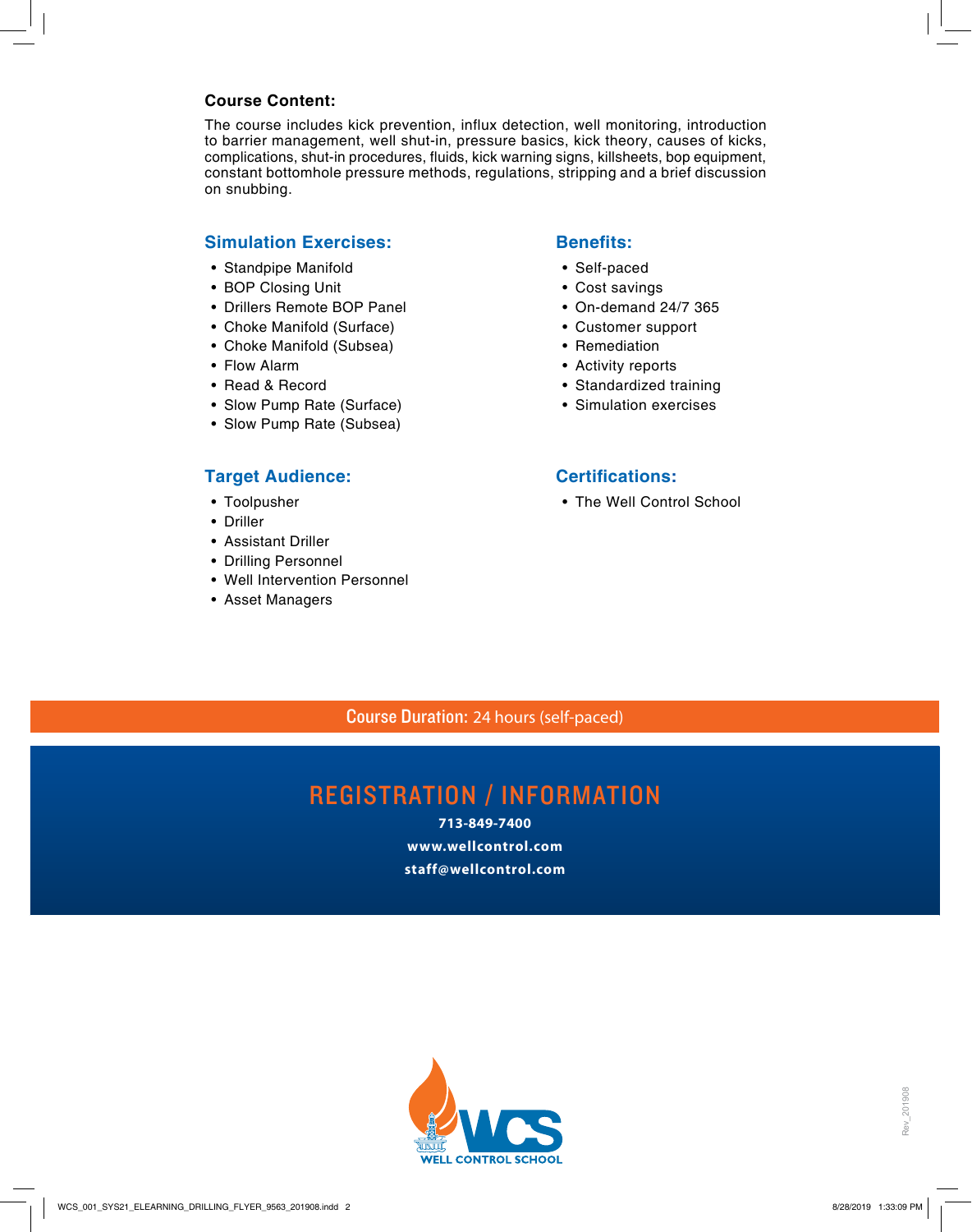**Course Content:**

The course includes kick prevention, influx detection, well monitoring, introduction to barrier management, well shut-in, pressure basics, kick theory, causes of kicks, complications, shut-in procedures, fluids, kick warning signs, killsheets, bop equipment, constant bottomhole pressure methods, regulations, stripping and a brief discussion on snubbing.

## Simulation Exercises:

- Standpipe Manifold
- BOP Closing Unit
- Drillers Remote BOP Panel
- Choke Manifold (Surface)
- Choke Manifold (Subsea)
- Flow Alarm
- Read & Record
- Slow Pump Rate (Surface)
- Slow Pump Rate (Subsea)

## Benefits:

- Self-paced
- Cost savings
- On-demand 24/7 365
- Customer support
- Remediation
- Activity reports
- Standardized training
- Simulation exercises

## Target Audience:

- Toolpusher
- Driller
- Assistant Driller
- Drilling Personnel
- Well Intervention Personnel
- Asset Managers

## Certifications:

- The Well Control School

**Course Duration:** 24 hours (self-paced)

## REGISTRATION / INFORMATION

**713-849-7400**

**www.wellcontrol.com**

**staff@wellcontrol.com**

WCS WELL CONTROL SCHOOL

Rev_201908